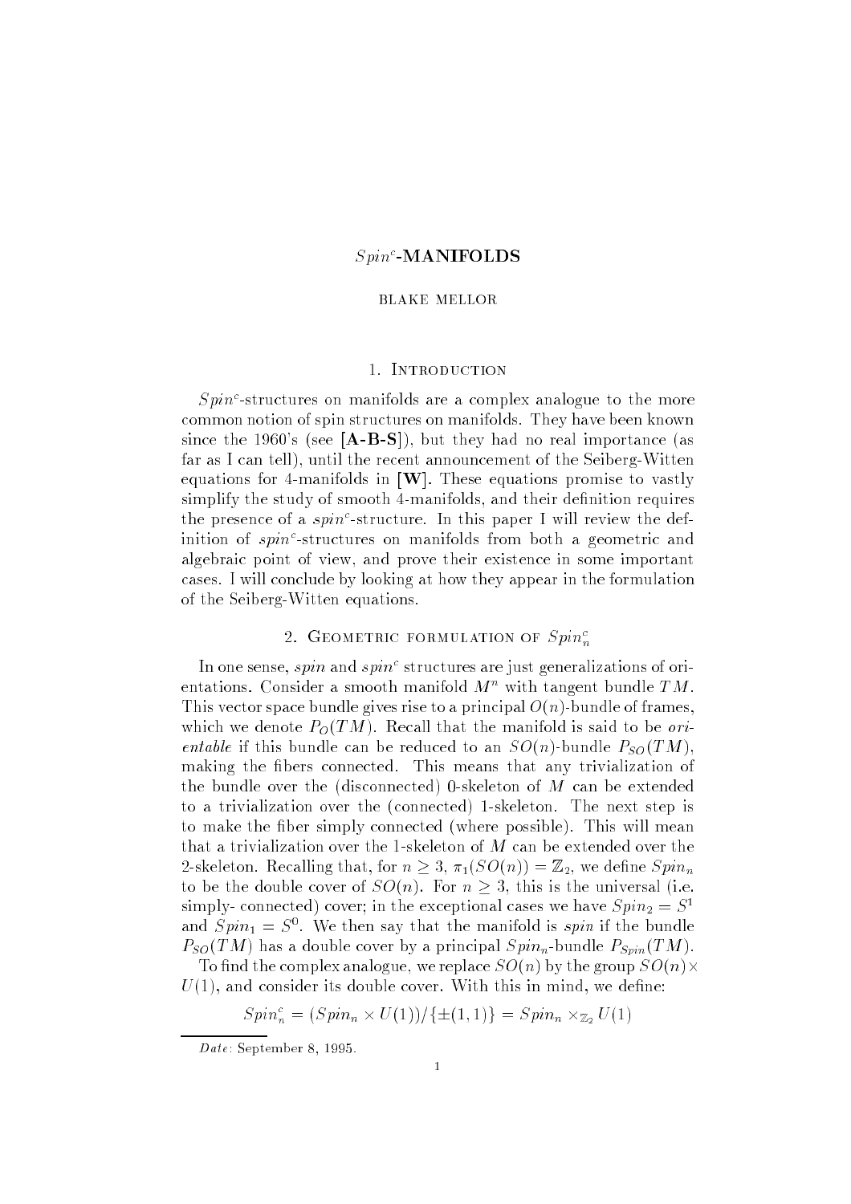# $Spin^c$-MANIFOLDS

BLAKE MELLOR

## 1. Introduction

$Spin^c$-structures on manifolds are a complex analogue to the more common notion of spin structures on manifolds. They have been known since the 1960's (see **[A-B-S]**), but they had no real importance (as far as I can tell), until the recent announcement of the Seiberg-Witten equations for 4-manifolds in **[W]**. These equations promise to vastly simplify the study of smooth 4-manifolds, and their definition requires the presence of a $spin^c$-structure. In this paper I will review the definition of $spin^c$-structures on manifolds from both a geometric and algebraic point of view, and prove their existence in some important cases. I will conclude by looking at how they appear in the formulation of the Seiberg-Witten equations.

## 2. Geometric formulation of $Spin^c_n$

In one sense, *spin* and $spin^c$ structures are just generalizations of orientations. Consider a smooth manifold $M^n$ with tangent bundle $TM$. This vector space bundle gives rise to a principal $O(n)$-bundle of frames, which we denote $P_O(TM)$. Recall that the manifold is said to be *orientable* if this bundle can be reduced to an $SO(n)$-bundle $P_{SO}(TM)$, making the fibers connected. This means that any trivialization of the bundle over the (disconnected) 0-skeleton of $M$ can be extended to a trivialization over the (connected) 1-skeleton. The next step is to make the fiber simply connected (where possible). This will mean that a trivialization over the 1-skeleton of $M$ can be extended over the 2-skeleton. Recalling that, for $n \geq 3$, $\pi_1(SO(n)) = \mathbb{Z}_2$, we define $Spin_n$ to be the double cover of $SO(n)$. For $n \geq 3$, this is the universal (i.e. simply- connected) cover; in the exceptional cases we have $Spin_2 = S^1$ and $Spin_1 = S^0$. We then say that the manifold is *spin* if the bundle $P_{SO}(TM)$ has a double cover by a principal $Spin_n$-bundle $P_{Spin}(TM)$.

To find the complex analogue, we replace $SO(n)$ by the group $SO(n) \times U(1)$, and consider its double cover. With this in mind, we define:

$$Spin^c_n = (Spin_n \times U(1))/\{\pm(1,1)\} = Spin_n \times_{\mathbb{Z}_2} U(1)$$

*Date*: September 8, 1995.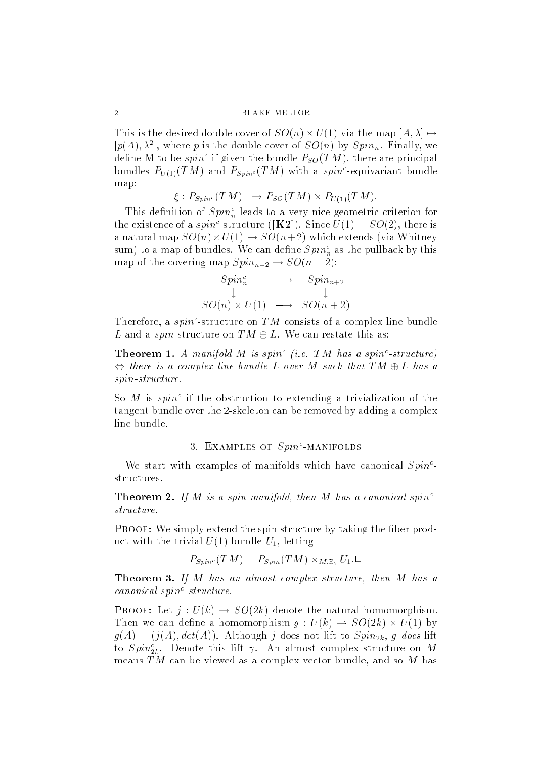This is the desired double cover of $SO(n) \times U(1)$ via the map $[A, \lambda] \mapsto [p(A), \lambda^2]$, where $p$ is the double cover of $SO(n)$ by $Spin_n$. Finally, we define M to be *spin*$^c$ if given the bundle $P_{SO}(TM)$, there are principal bundles $P_{U(1)}(TM)$ and $P_{Spin^c}(TM)$ with a *spin*$^c$-equivariant bundle map:

$$\xi : P_{Spin^c}(TM) \longrightarrow P_{SO}(TM) \times P_{U(1)}(TM).$$

This definition of $Spin_n^c$ leads to a very nice geometric criterion for the existence of a *spin*$^c$-structure (**[K2]**). Since $U(1) = SO(2)$, there is a natural map $SO(n) \times U(1) \to SO(n+2)$ which extends (via Whitney sum) to a map of bundles. We can define $Spin_n^c$ as the pullback by this map of the covering map $Spin_{n+2} \to SO(n+2)$:

$$\begin{array}{ccc} Spin_n^c & \longrightarrow & Spin_{n+2} \\ \downarrow & & \downarrow \\ SO(n) \times U(1) & \longrightarrow & SO(n+2) \end{array}$$

Therefore, a *spin*$^c$-structure on $TM$ consists of a complex line bundle $L$ and a *spin*-structure on $TM \oplus L$. We can restate this as:

**Theorem 1.** *A manifold $M$ is spin$^c$ (i.e. $TM$ has a spin$^c$-structure) $\Leftrightarrow$ there is a complex line bundle $L$ over $M$ such that $TM \oplus L$ has a spin-structure.*

So $M$ is *spin*$^c$ if the obstruction to extending a trivialization of the tangent bundle over the 2-skeleton can be removed by adding a complex line bundle.

## 3. Examples of $Spin^c$-manifolds

We start with examples of manifolds which have canonical $Spin^c$-structures.

**Theorem 2.** *If $M$ is a spin manifold, then $M$ has a canonical spin$^c$-structure.*

Proof: We simply extend the spin structure by taking the fiber product with the trivial $U(1)$-bundle $U_1$, letting

$$P_{Spin^c}(TM) = P_{Spin}(TM) \times_{M,\mathbb{Z}_2} U_1. \square$$

**Theorem 3.** *If $M$ has an almost complex structure, then $M$ has a canonical spin$^c$-structure.*

Proof: Let $j : U(k) \to SO(2k)$ denote the natural homomorphism. Then we can define a homomorphism $g : U(k) \to SO(2k) \times U(1)$ by $g(A) = (j(A), det(A))$. Although $j$ does not lift to $Spin_{2k}$, $g$ *does* lift to $Spin_{2k}^c$. Denote this lift $\gamma$. An almost complex structure on $M$ means $TM$ can be viewed as a complex vector bundle, and so $M$ has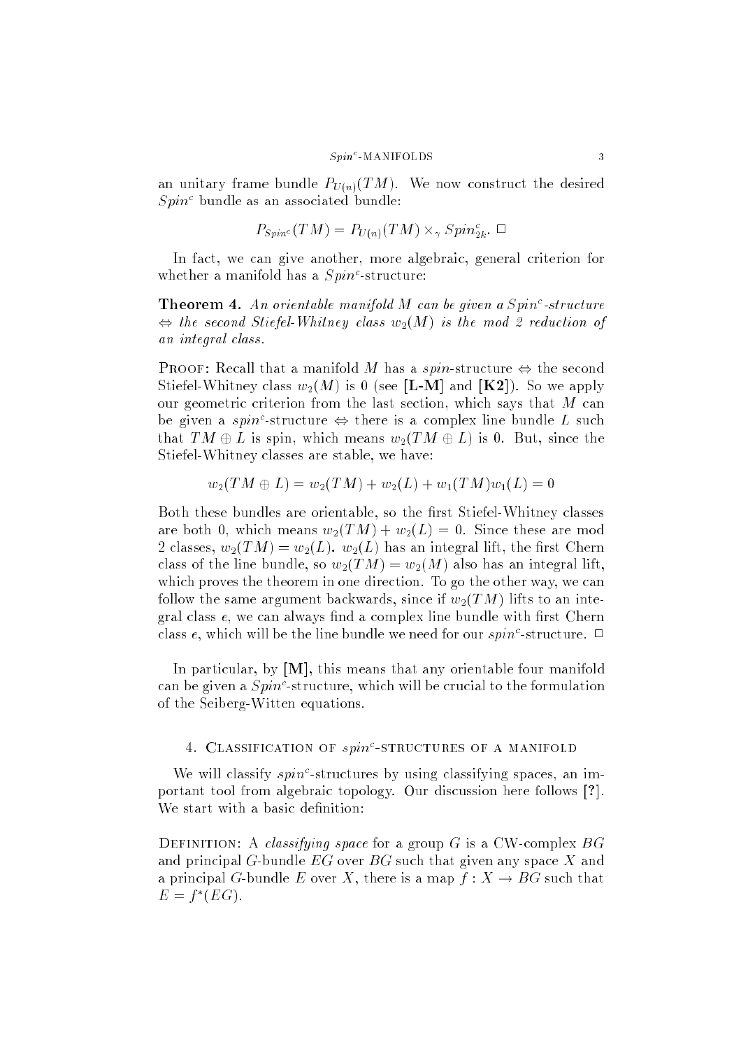an unitary frame bundle $P_{U(n)}(TM)$. We now construct the desired $Spin^c$ bundle as an associated bundle:

$$P_{Spin^c}(TM) = P_{U(n)}(TM) \times_\gamma Spin^c_{2k}. \ \square$$

In fact, we can give another, more algebraic, general criterion for whether a manifold has a $Spin^c$-structure:

**Theorem 4.** *An orientable manifold $M$ can be given a $Spin^c$-structure $\Leftrightarrow$ the second Stiefel-Whitney class $w_2(M)$ is the mod 2 reduction of an integral class.*

Proof: Recall that a manifold $M$ has a *spin*-structure $\Leftrightarrow$ the second Stiefel-Whitney class $w_2(M)$ is 0 (see **[L-M]** and **[K2]**). So we apply our geometric criterion from the last section, which says that $M$ can be given a $spin^c$-structure $\Leftrightarrow$ there is a complex line bundle $L$ such that $TM \oplus L$ is spin, which means $w_2(TM \oplus L)$ is 0. But, since the Stiefel-Whitney classes are stable, we have:

$$w_2(TM \oplus L) = w_2(TM) + w_2(L) + w_1(TM)w_1(L) = 0$$

Both these bundles are orientable, so the first Stiefel-Whitney classes are both 0, which means $w_2(TM) + w_2(L) = 0$. Since these are mod 2 classes, $w_2(TM) = w_2(L)$. $w_2(L)$ has an integral lift, the first Chern class of the line bundle, so $w_2(TM) = w_2(M)$ also has an integral lift, which proves the theorem in one direction. To go the other way, we can follow the same argument backwards, since if $w_2(TM)$ lifts to an integral class $e$, we can always find a complex line bundle with first Chern class $e$, which will be the line bundle we need for our $spin^c$-structure. $\square$

In particular, by **[M]**, this means that any orientable four manifold can be given a $Spin^c$-structure, which will be crucial to the formulation of the Seiberg-Witten equations.

## 4. Classification of $spin^c$-structures of a manifold

We will classify $spin^c$-structures by using classifying spaces, an important tool from algebraic topology. Our discussion here follows **[?]**. We start with a basic definition:

Definition: A *classifying space* for a group $G$ is a CW-complex $BG$ and principal $G$-bundle $EG$ over $BG$ such that given any space $X$ and a principal $G$-bundle $E$ over $X$, there is a map $f : X \to BG$ such that $E = f^*(EG)$.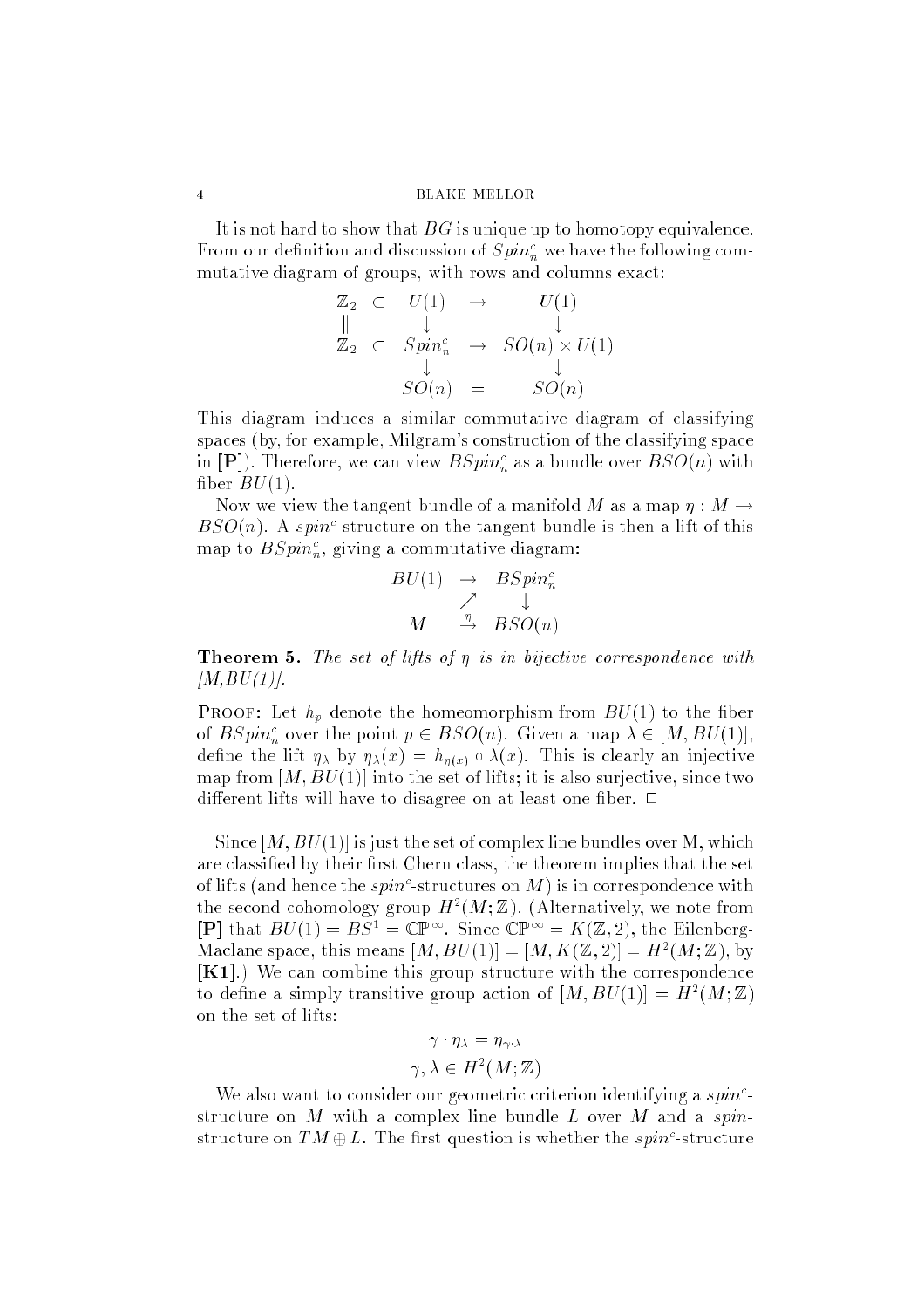It is not hard to show that $BG$ is unique up to homotopy equivalence. From our definition and discussion of $Spin_n^c$ we have the following commutative diagram of groups, with rows and columns exact:

$$\begin{array}{ccccc}
\mathbb{Z}_2 & \subset & U(1) & \rightarrow & U(1) \\
\| & & \downarrow & & \downarrow \\
\mathbb{Z}_2 & \subset & Spin_n^c & \rightarrow & SO(n) \times U(1) \\
& & \downarrow & & \downarrow \\
& & SO(n) & = & SO(n)
\end{array}$$

This diagram induces a similar commutative diagram of classifying spaces (by, for example, Milgram's construction of the classifying space in **[P]**). Therefore, we can view $BSpin_n^c$ as a bundle over $BSO(n)$ with fiber $BU(1)$.

Now we view the tangent bundle of a manifold $M$ as a map $\eta : M \rightarrow BSO(n)$. A $spin^c$-structure on the tangent bundle is then a lift of this map to $BSpin_n^c$, giving a commutative diagram:

$$\begin{array}{ccc}
BU(1) & \rightarrow & BSpin_n^c \\
& \nearrow & \downarrow \\
M & \stackrel{\eta}{\rightarrow} & BSO(n)
\end{array}$$

**Theorem 5.** *The set of lifts of $\eta$ is in bijective correspondence with $[M, BU(1)]$.*

Proof: Let $h_p$ denote the homeomorphism from $BU(1)$ to the fiber of $BSpin_n^c$ over the point $p \in BSO(n)$. Given a map $\lambda \in [M, BU(1)]$, define the lift $\eta_\lambda$ by $\eta_\lambda(x) = h_{\eta(x)} \circ \lambda(x)$. This is clearly an injective map from $[M, BU(1)]$ into the set of lifts; it is also surjective, since two different lifts will have to disagree on at least one fiber. $\square$

Since $[M, BU(1)]$ is just the set of complex line bundles over M, which are classified by their first Chern class, the theorem implies that the set of lifts (and hence the $spin^c$-structures on $M$) is in correspondence with the second cohomology group $H^2(M; \mathbb{Z})$. (Alternatively, we note from **[P]** that $BU(1) = BS^1 = \mathbb{CP}^\infty$. Since $\mathbb{CP}^\infty = K(\mathbb{Z}, 2)$, the Eilenberg-Maclane space, this means $[M, BU(1)] = [M, K(\mathbb{Z}, 2)] = H^2(M; \mathbb{Z})$, by **[K1]**.) We can combine this group structure with the correspondence to define a simply transitive group action of $[M, BU(1)] = H^2(M; \mathbb{Z})$ on the set of lifts:

$$\gamma \cdot \eta_\lambda = \eta_{\gamma \cdot \lambda}$$

$$\gamma, \lambda \in H^2(M; \mathbb{Z})$$

We also want to consider our geometric criterion identifying a $spin^c$-structure on $M$ with a complex line bundle $L$ over $M$ and a $spin$-structure on $TM \oplus L$. The first question is whether the $spin^c$-structure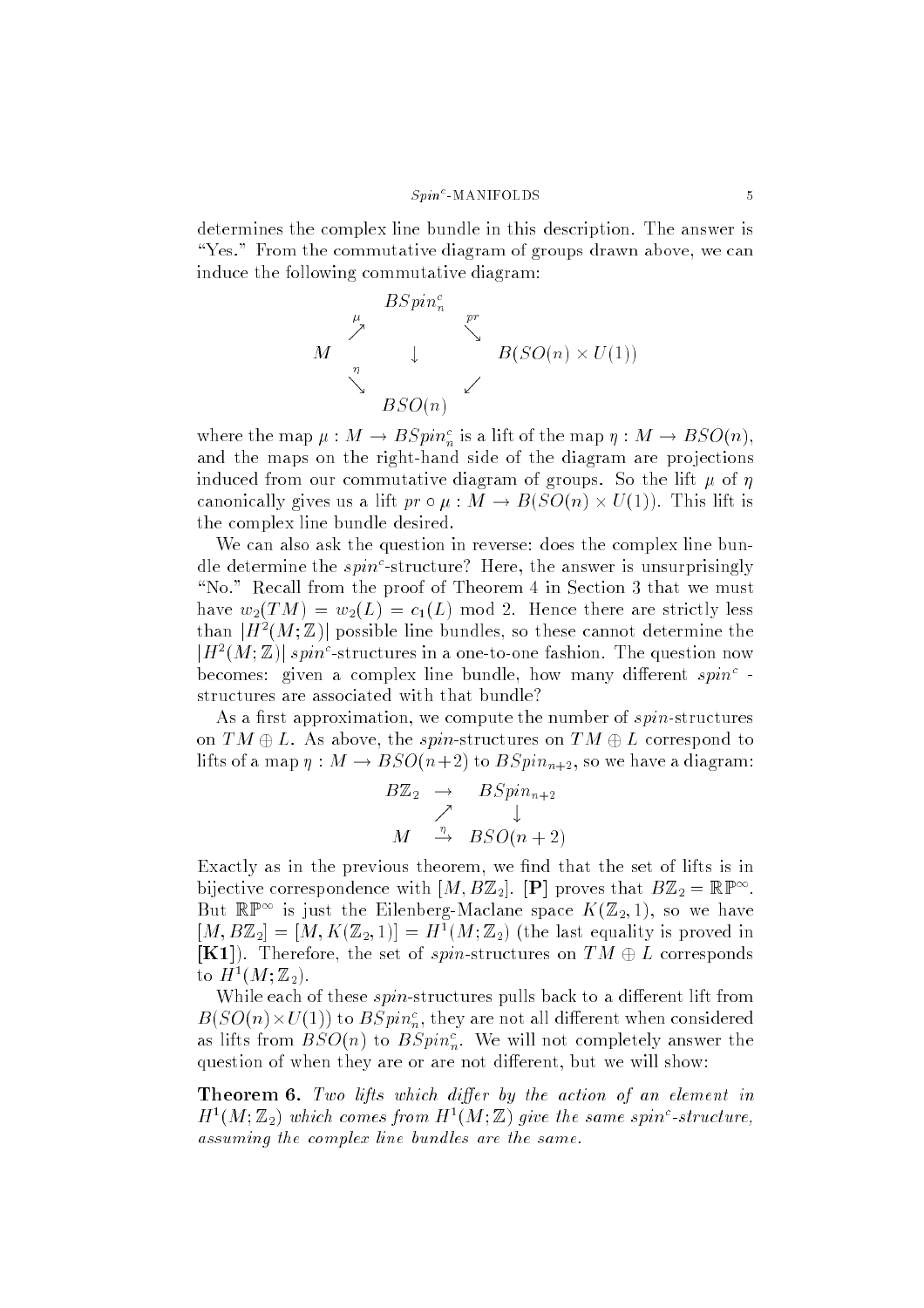determines the complex line bundle in this description. The answer is "Yes." From the commutative diagram of groups drawn above, we can induce the following commutative diagram:

$$
\begin{array}{ccccc}
 & & BSpin^c_n & & \\
 & \overset{\mu}{\nearrow} & & \overset{pr}{\searrow} & \\
M & & \downarrow & & B(SO(n) \times U(1)) \\
 & \underset{\eta}{\searrow} & & \swarrow & \\
 & & BSO(n) & &
\end{array}
$$

where the map $\mu : M \to BSpin^c_n$ is a lift of the map $\eta : M \to BSO(n)$, and the maps on the right-hand side of the diagram are projections induced from our commutative diagram of groups. So the lift $\mu$ of $\eta$ canonically gives us a lift $pr \circ \mu : M \to B(SO(n) \times U(1))$. This lift is the complex line bundle desired.

We can also ask the question in reverse: does the complex line bundle determine the $spin^c$-structure? Here, the answer is unsurprisingly "No." Recall from the proof of Theorem 4 in Section 3 that we must have $w_2(TM) = w_2(L) = c_1(L) \bmod 2$. Hence there are strictly less than $|H^2(M;\mathbb{Z})|$ possible line bundles, so these cannot determine the $|H^2(M;\mathbb{Z})|$ $spin^c$-structures in a one-to-one fashion. The question now becomes: given a complex line bundle, how many different $spin^c$-structures are associated with that bundle?

As a first approximation, we compute the number of $spin$-structures on $TM \oplus L$. As above, the $spin$-structures on $TM \oplus L$ correspond to lifts of a map $\eta : M \to BSO(n+2)$ to $BSpin_{n+2}$, so we have a diagram:

$$
\begin{array}{ccc}
B\mathbb{Z}_2 & \to & BSpin_{n+2} \\
 & \nearrow & \downarrow \\
M & \overset{\eta}{\to} & BSO(n+2)
\end{array}
$$

Exactly as in the previous theorem, we find that the set of lifts is in bijective correspondence with $[M, B\mathbb{Z}_2]$. **[P]** proves that $B\mathbb{Z}_2 = \mathbb{RP}^\infty$. But $\mathbb{RP}^\infty$ is just the Eilenberg-Maclane space $K(\mathbb{Z}_2, 1)$, so we have $[M, B\mathbb{Z}_2] = [M, K(\mathbb{Z}_2, 1)] = H^1(M;\mathbb{Z}_2)$ (the last equality is proved in **[K1]**). Therefore, the set of $spin$-structures on $TM \oplus L$ corresponds to $H^1(M;\mathbb{Z}_2)$.

While each of these $spin$-structures pulls back to a different lift from $B(SO(n) \times U(1))$ to $BSpin^c_n$, they are not all different when considered as lifts from $BSO(n)$ to $BSpin^c_n$. We will not completely answer the question of when they are or are not different, but we will show:

**Theorem 6.** *Two lifts which differ by the action of an element in $H^1(M;\mathbb{Z}_2)$ which comes from $H^1(M;\mathbb{Z})$ give the same $spin^c$-structure, assuming the complex line bundles are the same.*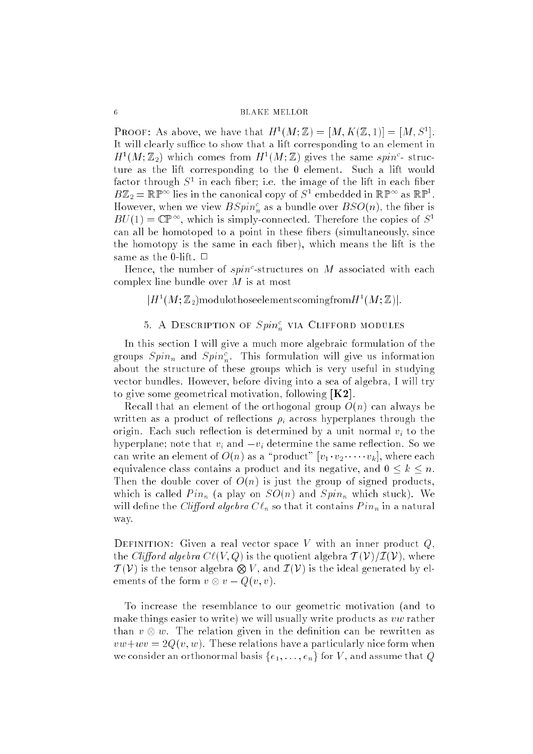PROOF: As above, we have that $H^1(M;\mathbb{Z}) = [M, K(\mathbb{Z},1)] = [M, S^1]$. It will clearly suffice to show that a lift corresponding to an element in $H^1(M;\mathbb{Z}_2)$ which comes from $H^1(M;\mathbb{Z})$ gives the same *spin*$^c$- structure as the lift corresponding to the 0 element. Such a lift would factor through $S^1$ in each fiber; i.e. the image of the lift in each fiber $B\mathbb{Z}_2 = \mathbb{RP}^\infty$ lies in the canonical copy of $S^1$ embedded in $\mathbb{RP}^\infty$ as $\mathbb{RP}^1$. However, when we view $BSpin_n^c$ as a bundle over $BSO(n)$, the fiber is $BU(1) = \mathbb{CP}^\infty$, which is simply-connected. Therefore the copies of $S^1$ can all be homotoped to a point in these fibers (simultaneously, since the homotopy is the same in each fiber), which means the lift is the same as the 0-lift. $\square$

Hence, the number of *spin*$^c$-structures on $M$ associated with each complex line bundle over $M$ is at most

$$|H^1(M;\mathbb{Z}_2) \text{modulothoseelementscomingfrom} H^1(M;\mathbb{Z})|.$$

## 5. A Description of $Spin_n^c$ via Clifford modules

In this section I will give a much more algebraic formulation of the groups $Spin_n$ and $Spin_n^c$. This formulation will give us information about the structure of these groups which is very useful in studying vector bundles. However, before diving into a sea of algebra, I will try to give some geometrical motivation, following **[K2]**.

Recall that an element of the orthogonal group $O(n)$ can always be written as a product of reflections $\rho_i$ across hyperplanes through the origin. Each such reflection is determined by a unit normal $v_i$ to the hyperplane; note that $v_i$ and $-v_i$ determine the same reflection. So we can write an element of $O(n)$ as a "product" $[v_1 \cdot v_2 \cdot \dots \cdot v_k]$, where each equivalence class contains a product and its negative, and $0 \leq k \leq n$. Then the double cover of $O(n)$ is just the group of signed products, which is called $Pin_n$ (a play on $SO(n)$ and $Spin_n$ which stuck). We will define the *Clifford algebra* $C\ell_n$ so that it contains $Pin_n$ in a natural way.

DEFINITION: Given a real vector space $V$ with an inner product $Q$, the *Clifford algebra* $C\ell(V,Q)$ is the quotient algebra $\mathcal{T}(\mathcal{V})/\mathcal{I}(\mathcal{V})$, where $\mathcal{T}(\mathcal{V})$ is the tensor algebra $\bigotimes V$, and $\mathcal{I}(\mathcal{V})$ is the ideal generated by elements of the form $v \otimes v - Q(v,v)$.

To increase the resemblance to our geometric motivation (and to make things easier to write) we will usually write products as $vw$ rather than $v \otimes w$. The relation given in the definition can be rewritten as $vw + wv = 2Q(v,w)$. These relations have a particularly nice form when we consider an orthonormal basis $\{e_1, \dots, e_n\}$ for $V$, and assume that $Q$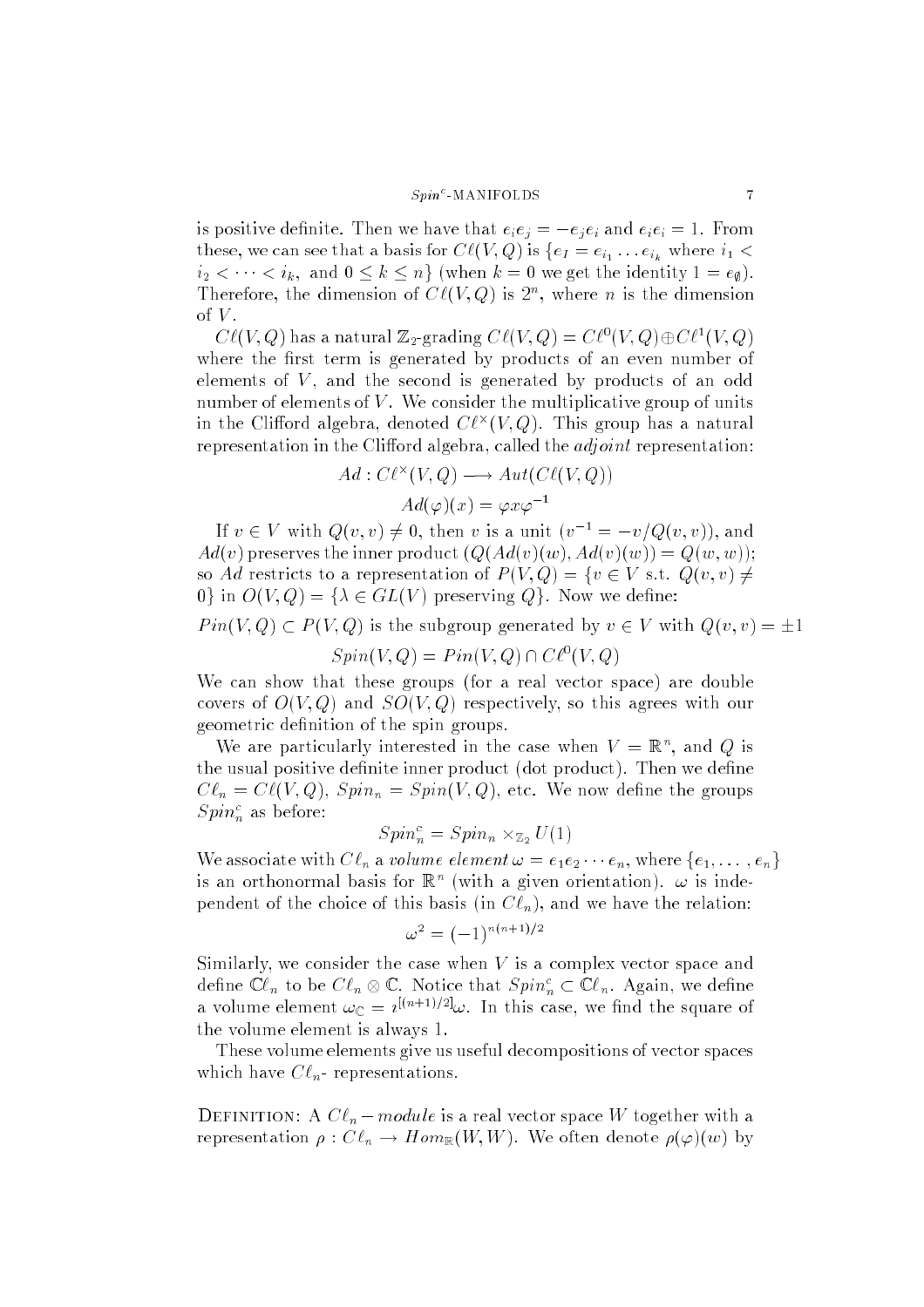is positive definite. Then we have that $e_ie_j = -e_je_i$ and $e_ie_i = 1$. From these, we can see that a basis for $C\ell(V,Q)$ is $\{e_I = e_{i_1} \dots e_{i_k}$ where $i_1 < i_2 < \dots < i_k$, and $0 \le k \le n\}$ (when $k = 0$ we get the identity $1 = e_\emptyset$). Therefore, the dimension of $C\ell(V,Q)$ is $2^n$, where $n$ is the dimension of $V$.

$C\ell(V,Q)$ has a natural $\mathbb{Z}_2$-grading $C\ell(V,Q) = C\ell^0(V,Q) \oplus C\ell^1(V,Q)$ where the first term is generated by products of an even number of elements of $V$, and the second is generated by products of an odd number of elements of $V$. We consider the multiplicative group of units in the Clifford algebra, denoted $C\ell^\times(V,Q)$. This group has a natural representation in the Clifford algebra, called the *adjoint* representation:

$$Ad : C\ell^\times(V,Q) \longrightarrow Aut(C\ell(V,Q))$$

$$Ad(\varphi)(x) = \varphi x \varphi^{-1}$$

If $v \in V$ with $Q(v,v) \neq 0$, then $v$ is a unit ($v^{-1} = -v/Q(v,v)$), and $Ad(v)$ preserves the inner product ($Q(Ad(v)(w), Ad(v)(w)) = Q(w,w)$); so $Ad$ restricts to a representation of $P(V,Q) = \{v \in V \text{ s.t. } Q(v,v) \neq 0\}$ in $O(V,Q) = \{\lambda \in GL(V)$ preserving $Q\}$. Now we define:

$Pin(V,Q) \subset P(V,Q)$ is the subgroup generated by $v \in V$ with $Q(v,v) = \pm 1$

$$Spin(V,Q) = Pin(V,Q) \cap C\ell^0(V,Q)$$

We can show that these groups (for a real vector space) are double covers of $O(V,Q)$ and $SO(V,Q)$ respectively, so this agrees with our geometric definition of the spin groups.

We are particularly interested in the case when $V = \mathbb{R}^n$, and $Q$ is the usual positive definite inner product (dot product). Then we define $C\ell_n = C\ell(V,Q)$, $Spin_n = Spin(V,Q)$, etc. We now define the groups $Spin^c_n$ as before:

$$Spin^c_n = Spin_n \times_{\mathbb{Z}_2} U(1)$$

We associate with $C\ell_n$ a *volume element* $\omega = e_1 e_2 \cdots e_n$, where $\{e_1, \dots, e_n\}$ is an orthonormal basis for $\mathbb{R}^n$ (with a given orientation). $\omega$ is independent of the choice of this basis (in $C\ell_n$), and we have the relation:

$$\omega^2 = (-1)^{n(n+1)/2}$$

Similarly, we consider the case when $V$ is a complex vector space and define $\mathbb{C}\ell_n$ to be $C\ell_n \otimes \mathbb{C}$. Notice that $Spin^c_n \subset \mathbb{C}\ell_n$. Again, we define a volume element $\omega_{\mathbb{C}} = \imath^{[(n+1)/2]}\omega$. In this case, we find the square of the volume element is always 1.

These volume elements give us useful decompositions of vector spaces which have $C\ell_n$- representations.

Definition: A $C\ell_n - module$ is a real vector space $W$ together with a representation $\rho : C\ell_n \to Hom_{\mathbb{R}}(W,W)$. We often denote $\rho(\varphi)(w)$ by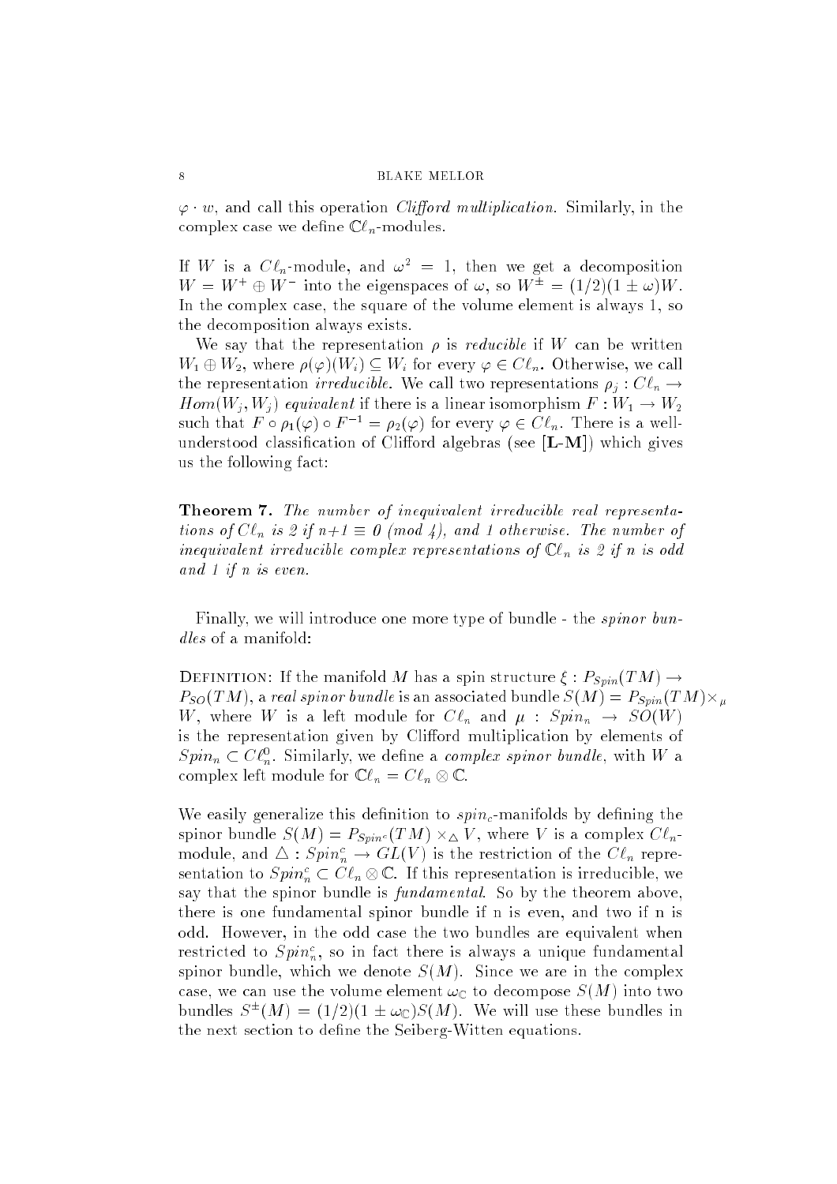$\varphi \cdot w$, and call this operation *Clifford multiplication*. Similarly, in the complex case we define $\mathbb{C}\ell_n$-modules.

If $W$ is a $C\ell_n$-module, and $\omega^2 = 1$, then we get a decomposition $W = W^+ \oplus W^-$ into the eigenspaces of $\omega$, so $W^\pm = (1/2)(1 \pm \omega)W$. In the complex case, the square of the volume element is always 1, so the decomposition always exists.

We say that the representation $\rho$ is *reducible* if $W$ can be written $W_1 \oplus W_2$, where $\rho(\varphi)(W_i) \subseteq W_i$ for every $\varphi \in C\ell_n$. Otherwise, we call the representation *irreducible*. We call two representations $\rho_j : C\ell_n \to Hom(W_j, W_j)$ *equivalent* if there is a linear isomorphism $F : W_1 \to W_2$ such that $F \circ \rho_1(\varphi) \circ F^{-1} = \rho_2(\varphi)$ for every $\varphi \in C\ell_n$. There is a well-understood classification of Clifford algebras (see **[L-M]**) which gives us the following fact:

**Theorem 7.** *The number of inequivalent irreducible real representations of $C\ell_n$ is 2 if $n+1 \equiv 0 \pmod 4$, and 1 otherwise. The number of inequivalent irreducible complex representations of $\mathbb{C}\ell_n$ is 2 if n is odd and 1 if n is even.*

Finally, we will introduce one more type of bundle - the *spinor bundles* of a manifold:

Definition: If the manifold $M$ has a spin structure $\xi : P_{Spin}(TM) \to P_{SO}(TM)$, a *real spinor bundle* is an associated bundle $S(M) = P_{Spin}(TM) \times_\mu W$, where $W$ is a left module for $C\ell_n$ and $\mu : Spin_n \to SO(W)$ is the representation given by Clifford multiplication by elements of $Spin_n \subset C\ell_n^0$. Similarly, we define a *complex spinor bundle*, with $W$ a complex left module for $\mathbb{C}\ell_n = C\ell_n \otimes \mathbb{C}$.

We easily generalize this definition to $spin_c$-manifolds by defining the spinor bundle $S(M) = P_{Spin^c}(TM) \times_\triangle V$, where $V$ is a complex $C\ell_n$-module, and $\triangle : Spin_n^c \to GL(V)$ is the restriction of the $C\ell_n$ representation to $Spin_n^c \subset C\ell_n \otimes \mathbb{C}$. If this representation is irreducible, we say that the spinor bundle is *fundamental*. So by the theorem above, there is one fundamental spinor bundle if n is even, and two if n is odd. However, in the odd case the two bundles are equivalent when restricted to $Spin_n^c$, so in fact there is always a unique fundamental spinor bundle, which we denote $S(M)$. Since we are in the complex case, we can use the volume element $\omega_\mathbb{C}$ to decompose $S(M)$ into two bundles $S^\pm(M) = (1/2)(1 \pm \omega_\mathbb{C})S(M)$. We will use these bundles in the next section to define the Seiberg-Witten equations.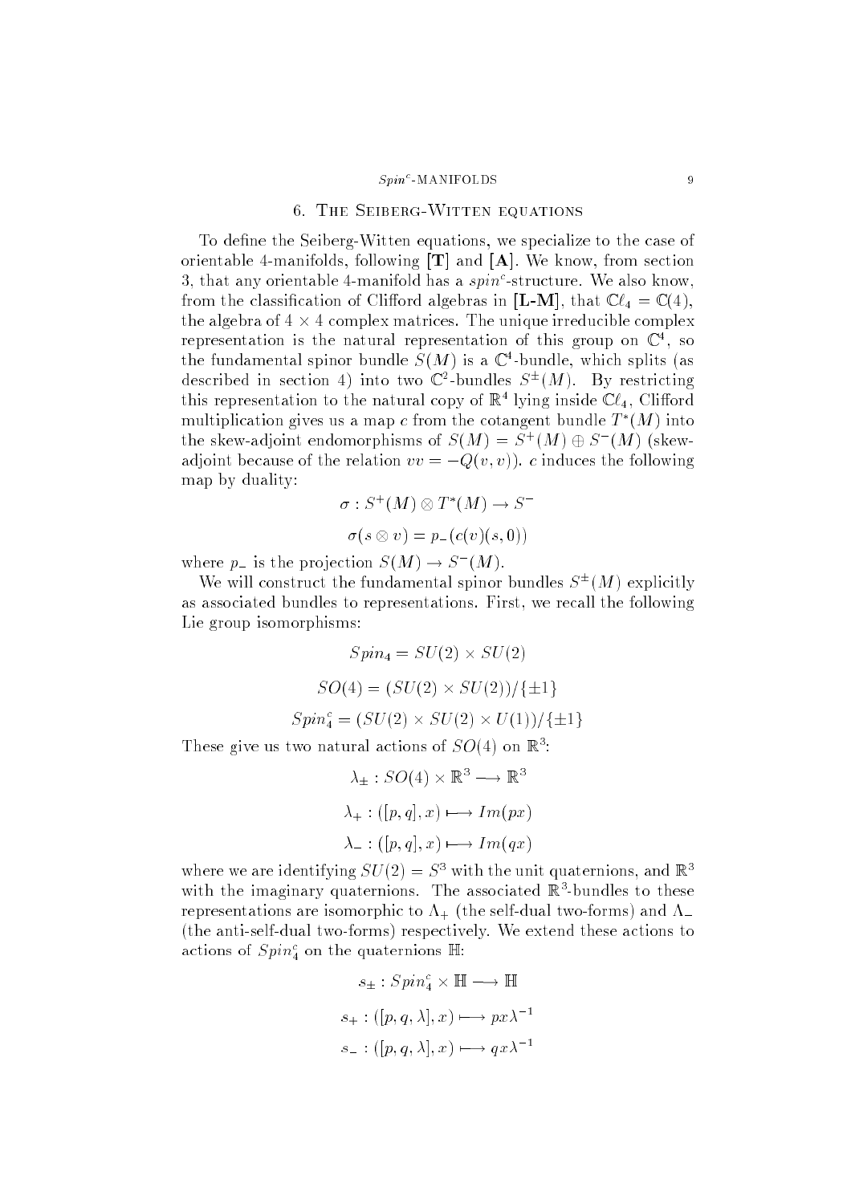## 6. The Seiberg-Witten equations

To define the Seiberg-Witten equations, we specialize to the case of orientable 4-manifolds, following **[T]** and **[A]**. We know, from section 3, that any orientable 4-manifold has a $spin^c$-structure. We also know, from the classification of Clifford algebras in **[L-M]**, that $\mathbb{C}\ell_4 = \mathbb{C}(4)$, the algebra of $4 \times 4$ complex matrices. The unique irreducible complex representation is the natural representation of this group on $\mathbb{C}^4$, so the fundamental spinor bundle $S(M)$ is a $\mathbb{C}^4$-bundle, which splits (as described in section 4) into two $\mathbb{C}^2$-bundles $S^{\pm}(M)$. By restricting this representation to the natural copy of $\mathbb{R}^4$ lying inside $\mathbb{C}\ell_4$, Clifford multiplication gives us a map $c$ from the cotangent bundle $T^*(M)$ into the skew-adjoint endomorphisms of $S(M) = S^+(M) \oplus S^-(M)$ (skew-adjoint because of the relation $vv = -Q(v,v)$). $c$ induces the following map by duality:

$$\sigma : S^+(M) \otimes T^*(M) \to S^-$$

$$\sigma(s \otimes v) = p_-(c(v)(s,0))$$

where $p_-$ is the projection $S(M) \to S^-(M)$.

We will construct the fundamental spinor bundles $S^{\pm}(M)$ explicitly as associated bundles to representations. First, we recall the following Lie group isomorphisms:

$$Spin_4 = SU(2) \times SU(2)$$

$$SO(4) = (SU(2) \times SU(2))/\{\pm 1\}$$

$$Spin_4^c = (SU(2) \times SU(2) \times U(1))/\{\pm 1\}$$

These give us two natural actions of $SO(4)$ on $\mathbb{R}^3$:

$$\lambda_{\pm} : SO(4) \times \mathbb{R}^3 \longrightarrow \mathbb{R}^3$$

$$\lambda_+ : ([p,q], x) \longmapsto Im(px)$$

$$\lambda_- : ([p,q], x) \longmapsto Im(qx)$$

where we are identifying $SU(2) = S^3$ with the unit quaternions, and $\mathbb{R}^3$ with the imaginary quaternions. The associated $\mathbb{R}^3$-bundles to these representations are isomorphic to $\Lambda_+$ (the self-dual two-forms) and $\Lambda_-$ (the anti-self-dual two-forms) respectively. We extend these actions to actions of $Spin_4^c$ on the quaternions $\mathbb{H}$:

$$s_{\pm} : Spin_4^c \times \mathbb{H} \longrightarrow \mathbb{H}$$

$$s_+ : ([p,q,\lambda], x) \longmapsto px\lambda^{-1}$$

$$s_- : ([p,q,\lambda], x) \longmapsto qx\lambda^{-1}$$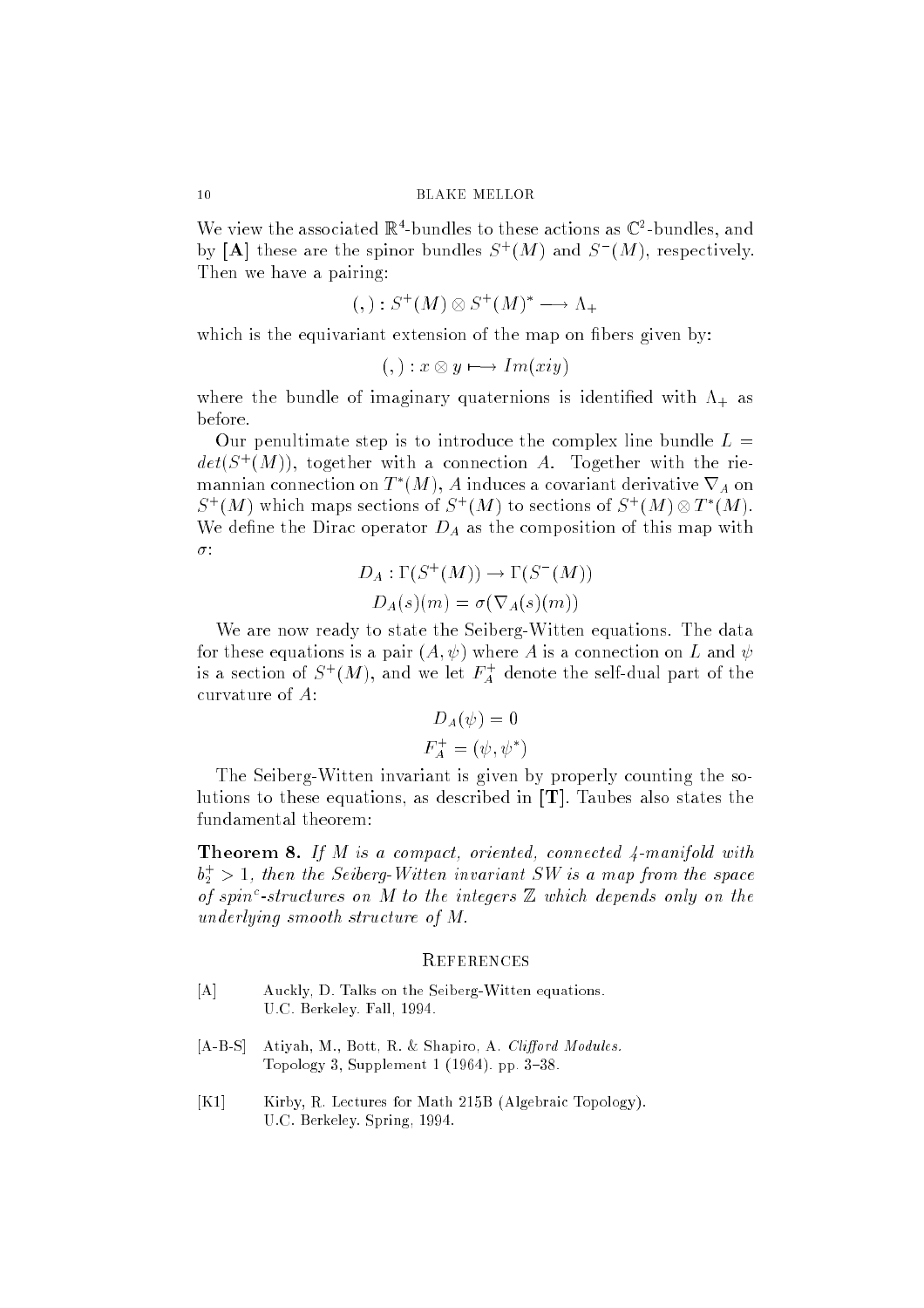We view the associated $\mathbb{R}^4$-bundles to these actions as $\mathbb{C}^2$-bundles, and by **[A]** these are the spinor bundles $S^+(M)$ and $S^-(M)$, respectively. Then we have a pairing:

$$( , ) : S^+(M) \otimes S^+(M)^* \longrightarrow \Lambda_+$$

which is the equivariant extension of the map on fibers given by:

$$( , ) : x \otimes y \longmapsto Im(xiy)$$

where the bundle of imaginary quaternions is identified with $\Lambda_+$ as before.

Our penultimate step is to introduce the complex line bundle $L = det(S^+(M))$, together with a connection $A$. Together with the riemannian connection on $T^*(M)$, $A$ induces a covariant derivative $\nabla_A$ on $S^+(M)$ which maps sections of $S^+(M)$ to sections of $S^+(M) \otimes T^*(M)$. We define the Dirac operator $D_A$ as the composition of this map with $\sigma$:

$$D_A : \Gamma(S^+(M)) \to \Gamma(S^-(M))$$
$$D_A(s)(m) = \sigma(\nabla_A(s)(m))$$

We are now ready to state the Seiberg-Witten equations. The data for these equations is a pair $(A, \psi)$ where $A$ is a connection on $L$ and $\psi$ is a section of $S^+(M)$, and we let $F_A^+$ denote the self-dual part of the curvature of $A$:

$$D_A(\psi) = 0$$
$$F_A^+ = (\psi, \psi^*)$$

The Seiberg-Witten invariant is given by properly counting the solutions to these equations, as described in **[T]**. Taubes also states the fundamental theorem:

**Theorem 8.** *If $M$ is a compact, oriented, connected 4-manifold with $b_2^+ > 1$, then the Seiberg-Witten invariant $SW$ is a map from the space of spin$^c$-structures on $M$ to the integers $\mathbb{Z}$ which depends only on the underlying smooth structure of $M$.*

## References

[A] Auckly, D. Talks on the Seiberg-Witten equations. U.C. Berkeley. Fall, 1994.

[A-B-S] Atiyah, M., Bott, R. & Shapiro, A. *Clifford Modules.* Topology 3, Supplement 1 (1964). pp. 3–38.

[K1] Kirby, R. Lectures for Math 215B (Algebraic Topology). U.C. Berkeley. Spring, 1994.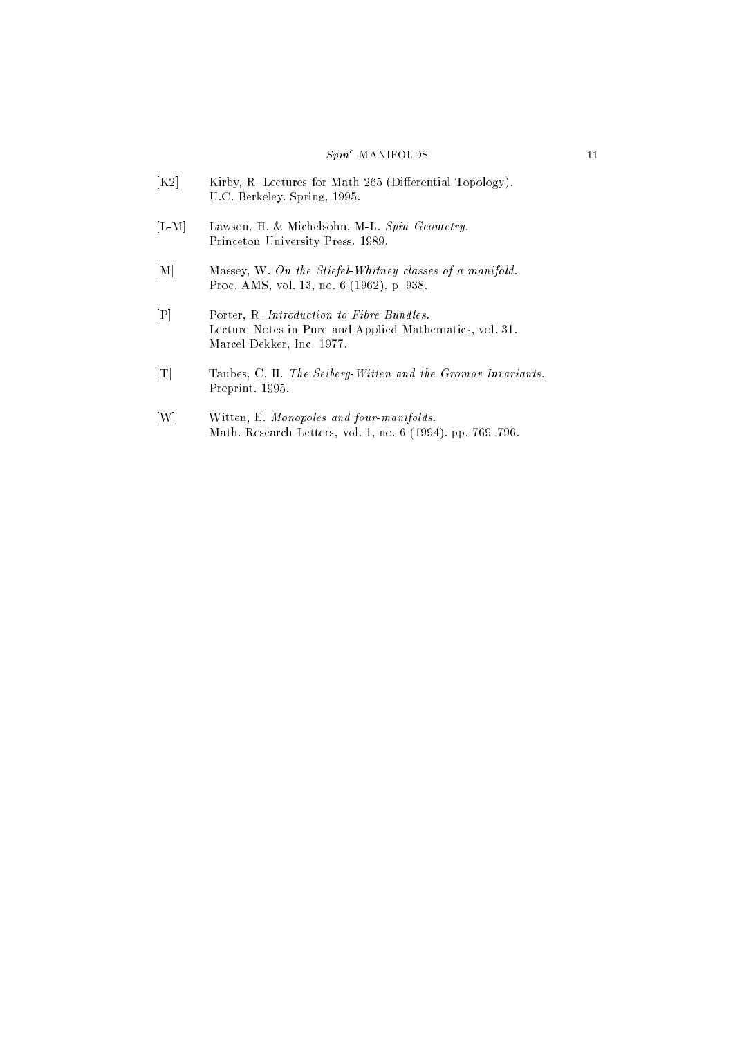[K2] Kirby, R. Lectures for Math 265 (Differential Topology). U.C. Berkeley. Spring, 1995.

[L-M] Lawson, H. & Michelsohn, M-L. *Spin Geometry.* Princeton University Press. 1989.

[M] Massey, W. *On the Stiefel-Whitney classes of a manifold.* Proc. AMS, vol. 13, no. 6 (1962). p. 938.

[P] Porter, R. *Introduction to Fibre Bundles.* Lecture Notes in Pure and Applied Mathematics, vol. 31. Marcel Dekker, Inc. 1977.

[T] Taubes, C. H. *The Seiberg-Witten and the Gromov Invariants.* Preprint. 1995.

[W] Witten, E. *Monopoles and four-manifolds.* Math. Research Letters, vol. 1, no. 6 (1994). pp. 769–796.